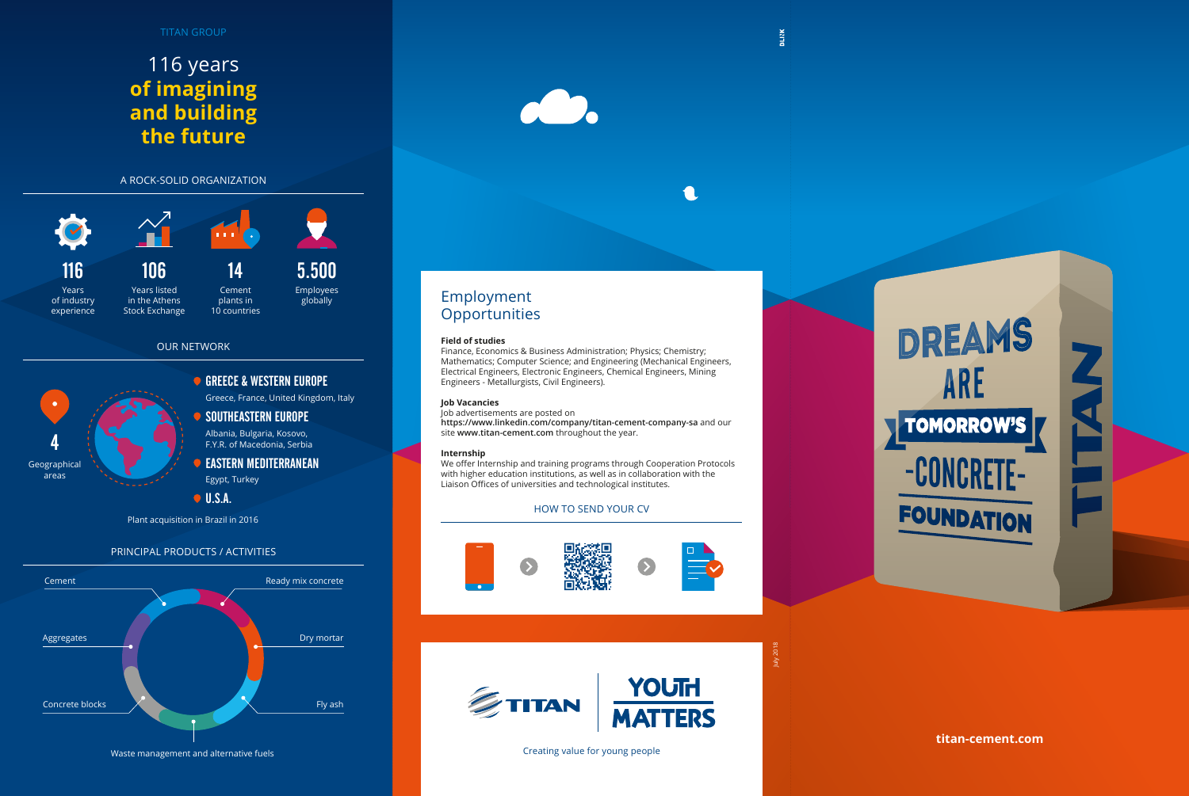TITAN GROUP

# 116 years **of imagining and building the future**

## A ROCK-SOLID ORGANIZATION

**116** Years of industry experience

**106** Years listed in the Athens Stock Exchange

**14** Cement plants in 10 countries

**5.500** Employees globally

## OUR NETWORK

**4** Geographical areas

- **GREECE & WESTERN EUROPE**
  Greece, France, United Kingdom, Italy
- **SOUTHEASTERN EUROPE**
  Albania, Bulgaria, Kosovo, F.Y.R. of Macedonia, Serbia
- **EASTERN MEDITERRANEAN**
  Egypt, Turkey
- **U.S.A.**

Plant acquisition in Brazil in 2016

## PRINCIPAL PRODUCTS / ACTIVITIES

- Cement
- Ready mix concrete
- Aggregates
- Dry mortar
- Concrete blocks
- Fly ash
- Waste management and alternative fuels

## Employment Opportunities

**Field of studies**
Finance, Economics & Business Administration; Physics; Chemistry; Mathematics; Computer Science; and Engineering (Mechanical Engineers, Electrical Engineers, Electronic Engineers, Chemical Engineers, Mining Engineers - Metallurgists, Civil Engineers).

**Job Vacancies**
Job advertisements are posted on **https://www.linkedin.com/company/titan-cement-company-sa** and our site **www.titan-cement.com** throughout the year.

**Internship**
We offer Internship and training programs through Cooperation Protocols with higher education institutions, as well as in collaboration with the Liaison Offices of universities and technological institutes.

### HOW TO SEND YOUR CV

TITAN | YOUTH MATTERS

Creating value for young people

July 2018

DREAMS ARE TOMORROW'S -CONCRETE- FOUNDATION

TITAN

**titan-cement.com**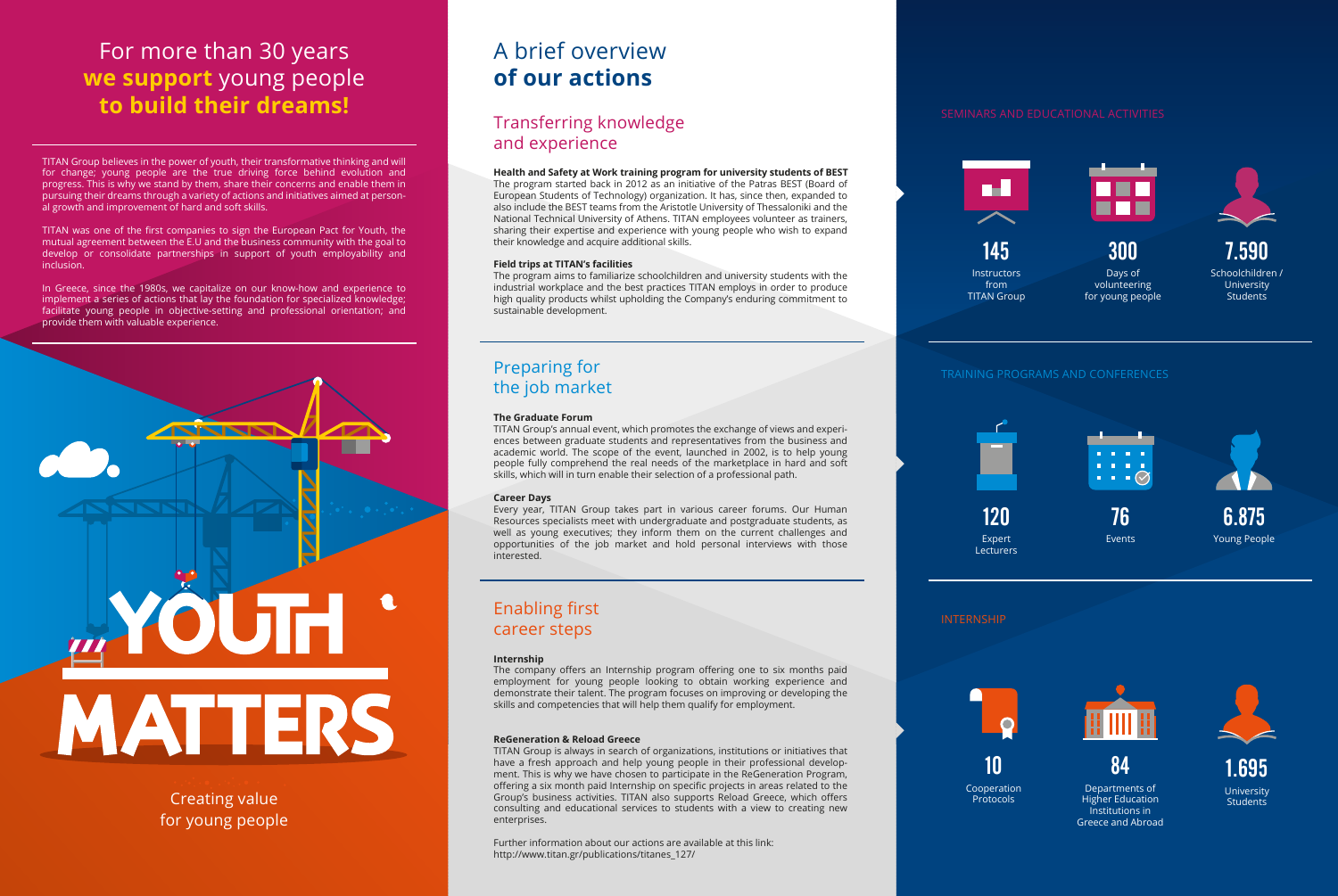# For more than 30 years **we support** young people **to build their dreams!**

TITAN Group believes in the power of youth, their transformative thinking and will for change; young people are the true driving force behind evolution and progress. This is why we stand by them, share their concerns and enable them in pursuing their dreams through a variety of actions and initiatives aimed at personal growth and improvement of hard and soft skills.

TITAN was one of the first companies to sign the European Pact for Youth, the mutual agreement between the E.U and the business community with the goal to develop or consolidate partnerships in support of youth employability and inclusion.

In Greece, since the 1980s, we capitalize on our know-how and experience to implement a series of actions that lay the foundation for specialized knowledge; facilitate young people in objective-setting and professional orientation; and provide them with valuable experience.

YOUTH MATTERS

Creating value for young people

# A brief overview **of our actions**

## Transferring knowledge and experience

**Health and Safety at Work training program for university students of BEST**

The program started back in 2012 as an initiative of the Patras BEST (Board of European Students of Technology) organization. It has, since then, expanded to also include the BEST teams from the Aristotle University of Thessaloniki and the National Technical University of Athens. TITAN employees volunteer as trainers, sharing their expertise and experience with young people who wish to expand their knowledge and acquire additional skills.

**Field trips at TITAN's facilities**

The program aims to familiarize schoolchildren and university students with the industrial workplace and the best practices TITAN employs in order to produce high quality products whilst upholding the Company's enduring commitment to sustainable development.

## Preparing for the job market

**The Graduate Forum**

TITAN Group's annual event, which promotes the exchange of views and experiences between graduate students and representatives from the business and academic world. The scope of the event, launched in 2002, is to help young people fully comprehend the real needs of the marketplace in hard and soft skills, which will in turn enable their selection of a professional path.

**Career Days**

Every year, TITAN Group takes part in various career forums. Our Human Resources specialists meet with undergraduate and postgraduate students, as well as young executives; they inform them on the current challenges and opportunities of the job market and hold personal interviews with those interested.

## Enabling first career steps

**Internship**

The company offers an Internship program offering one to six months paid employment for young people looking to obtain working experience and demonstrate their talent. The program focuses on improving or developing the skills and competencies that will help them qualify for employment.

**ReGeneration & Reload Greece**

TITAN Group is always in search of organizations, institutions or initiatives that have a fresh approach and help young people in their professional development. This is why we have chosen to participate in the ReGeneration Program, offering a six month paid Internship on specific projects in areas related to the Group's business activities. TITAN also supports Reload Greece, which offers consulting and educational services to students with a view to creating new enterprises.

Further information about our actions are available at this link:
http://www.titan.gr/publications/titanes_127/

### SEMINARS AND EDUCATIONAL ACTIVITIES

**145** Instructors from TITAN Group

**300** Days of volunteering for young people

**7.590** Schoolchildren / University Students

### TRAINING PROGRAMS AND CONFERENCES

**120** Expert Lecturers

**76** Events

**6.875** Young People

### INTERNSHIP

**10** Cooperation Protocols

**84** Departments of Higher Education Institutions in Greece and Abroad

**1.695** University Students